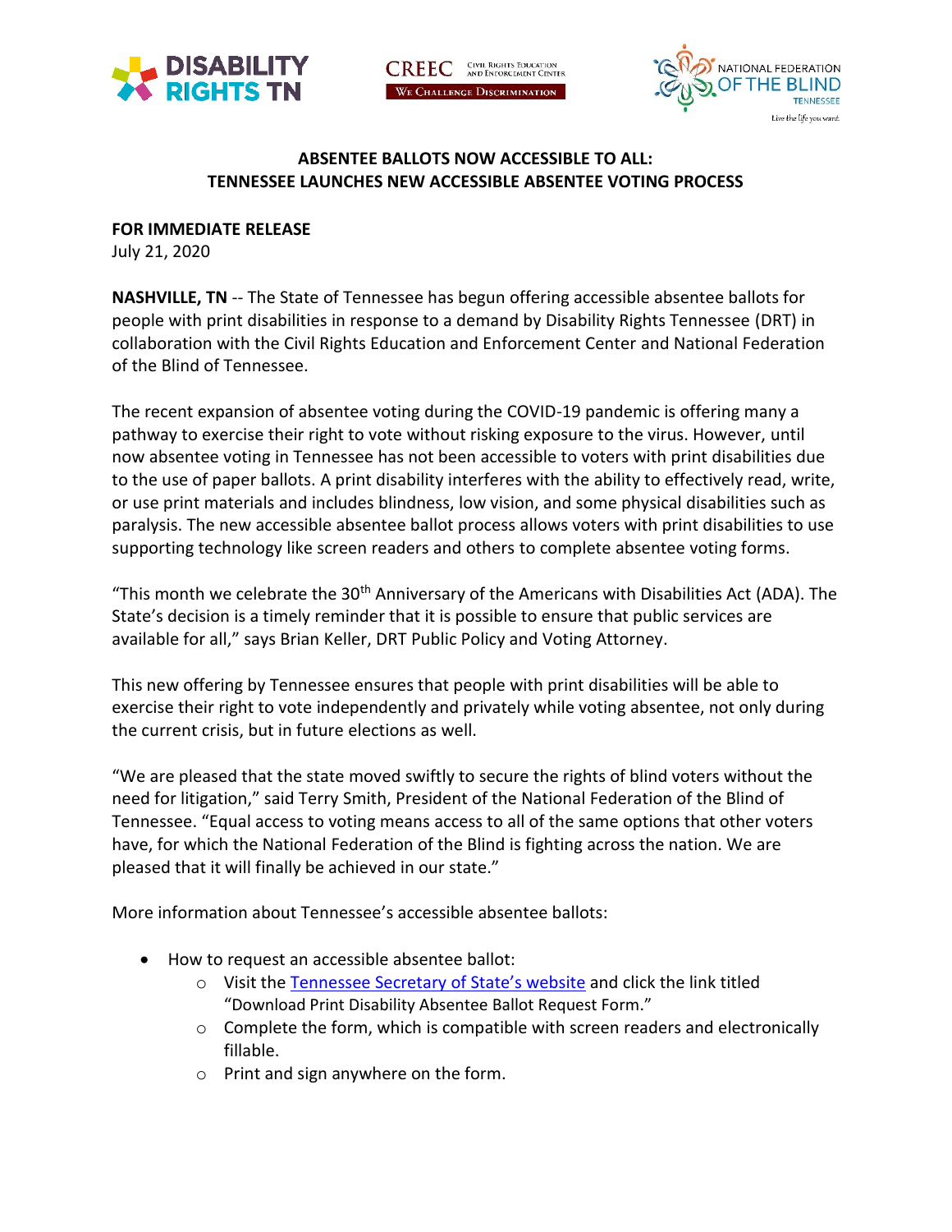**ABSENTEE BALLOTS NOW ACCESSIBLE TO ALL:**
**TENNESSEE LAUNCHES NEW ACCESSIBLE ABSENTEE VOTING PROCESS**

**FOR IMMEDIATE RELEASE**
July 21, 2020

**NASHVILLE, TN** -- The State of Tennessee has begun offering accessible absentee ballots for people with print disabilities in response to a demand by Disability Rights Tennessee (DRT) in collaboration with the Civil Rights Education and Enforcement Center and National Federation of the Blind of Tennessee.

The recent expansion of absentee voting during the COVID-19 pandemic is offering many a pathway to exercise their right to vote without risking exposure to the virus. However, until now absentee voting in Tennessee has not been accessible to voters with print disabilities due to the use of paper ballots. A print disability interferes with the ability to effectively read, write, or use print materials and includes blindness, low vision, and some physical disabilities such as paralysis. The new accessible absentee ballot process allows voters with print disabilities to use supporting technology like screen readers and others to complete absentee voting forms.

"This month we celebrate the 30th Anniversary of the Americans with Disabilities Act (ADA). The State's decision is a timely reminder that it is possible to ensure that public services are available for all," says Brian Keller, DRT Public Policy and Voting Attorney.

This new offering by Tennessee ensures that people with print disabilities will be able to exercise their right to vote independently and privately while voting absentee, not only during the current crisis, but in future elections as well.

"We are pleased that the state moved swiftly to secure the rights of blind voters without the need for litigation," said Terry Smith, President of the National Federation of the Blind of Tennessee. "Equal access to voting means access to all of the same options that other voters have, for which the National Federation of the Blind is fighting across the nation. We are pleased that it will finally be achieved in our state."

More information about Tennessee's accessible absentee ballots:

- How to request an accessible absentee ballot:
  - Visit the Tennessee Secretary of State's website and click the link titled "Download Print Disability Absentee Ballot Request Form."
  - Complete the form, which is compatible with screen readers and electronically fillable.
  - Print and sign anywhere on the form.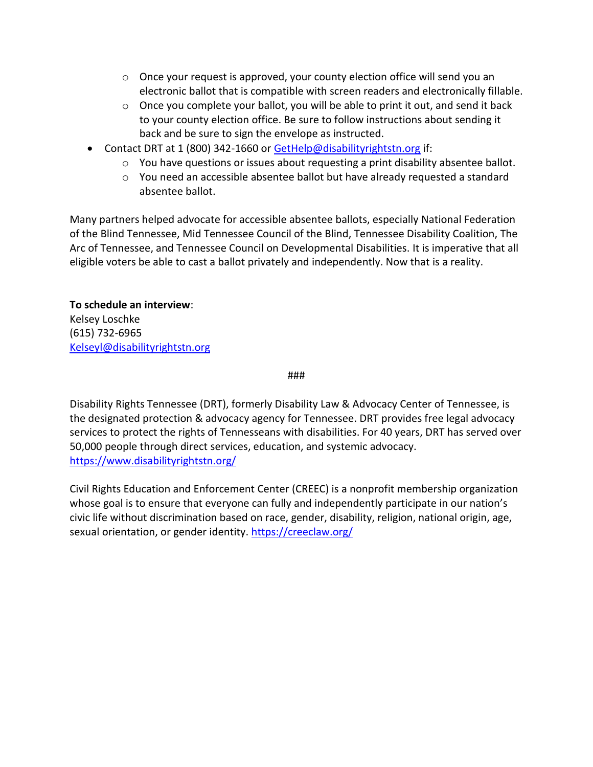- Once your request is approved, your county election office will send you an electronic ballot that is compatible with screen readers and electronically fillable.
  - Once you complete your ballot, you will be able to print it out, and send it back to your county election office. Be sure to follow instructions about sending it back and be sure to sign the envelope as instructed.
- Contact DRT at 1 (800) 342-1660 or [GetHelp@disabilityrightstn.org](mailto:GetHelp@disabilityrightstn.org) if:
  - You have questions or issues about requesting a print disability absentee ballot.
  - You need an accessible absentee ballot but have already requested a standard absentee ballot.

Many partners helped advocate for accessible absentee ballots, especially National Federation of the Blind Tennessee, Mid Tennessee Council of the Blind, Tennessee Disability Coalition, The Arc of Tennessee, and Tennessee Council on Developmental Disabilities. It is imperative that all eligible voters be able to cast a ballot privately and independently. Now that is a reality.

**To schedule an interview**:
Kelsey Loschke
(615) 732-6965
[Kelseyl@disabilityrightstn.org](mailto:Kelseyl@disabilityrightstn.org)

###

Disability Rights Tennessee (DRT), formerly Disability Law & Advocacy Center of Tennessee, is the designated protection & advocacy agency for Tennessee. DRT provides free legal advocacy services to protect the rights of Tennesseans with disabilities. For 40 years, DRT has served over 50,000 people through direct services, education, and systemic advocacy.
https://www.disabilityrightstn.org/

Civil Rights Education and Enforcement Center (CREEC) is a nonprofit membership organization whose goal is to ensure that everyone can fully and independently participate in our nation's civic life without discrimination based on race, gender, disability, religion, national origin, age, sexual orientation, or gender identity. https://creeclaw.org/